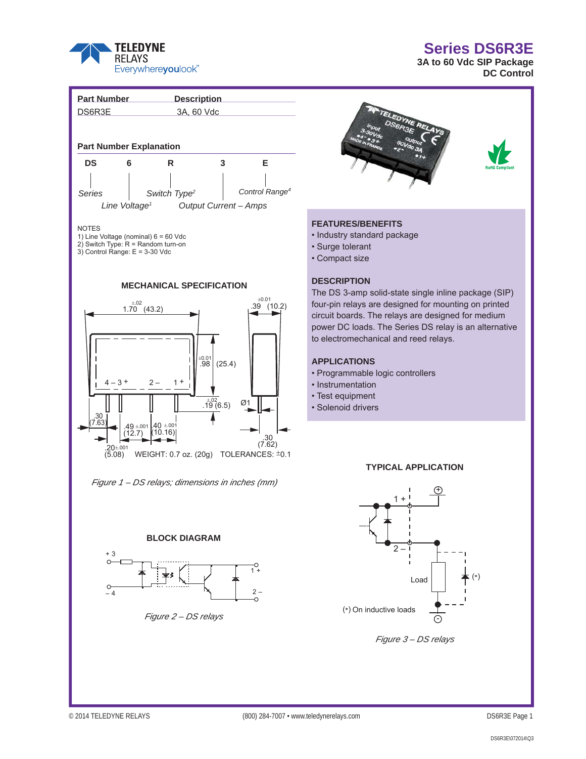# Series DS6R3E

**3A to 60 Vdc SIP Package**
**DC Control**

| Part Number | Description |
|---|---|
| DS6R3E | 3A, 60 Vdc |

### Part Number Explanation

| DS | 6 | R | 3 | E |
|---|---|---|---|---|
| *Series* | *Line Voltage*[1] | *Switch Type*[2] | *Output Current – Amps* | *Control Range*[4] |

NOTES
1) Line Voltage (nominal) 6 = 60 Vdc
2) Switch Type: R = Random turn-on
3) Control Range: E = 3-30 Vdc

### MECHANICAL SPECIFICATION

1.70 ±.02 (43.2)
.39 ±0.01 (10.2)
.98 ±0.01 (25.4)
.19 ±.02 (6.5)
Ø1
.30 (7.63)
.49 ±.001 (12.7)
.40 ±.001 (10.16)
.30 (7.62)
.20 ±.001 (5.08)
4 – 3 + 2 – 1 +

WEIGHT: 0.7 oz. (20g) TOLERANCES: ±0.1

*Figure 1 – DS relays; dimensions in inches (mm)*

### BLOCK DIAGRAM

+ 3
– 4
1 +
2 –

*Figure 2 – DS relays*

### FEATURES/BENEFITS

- Industry standard package
- Surge tolerant
- Compact size

### DESCRIPTION

The DS 3-amp solid-state single inline package (SIP) four-pin relays are designed for mounting on printed circuit boards. The relays are designed for medium power DC loads. The Series DS relay is an alternative to electromechanical and reed relays.

### APPLICATIONS

- Programmable logic controllers
- Instrumentation
- Test equipment
- Solenoid drivers

### TYPICAL APPLICATION

1 +
2 –
Load
(*)
(*) On inductive loads

*Figure 3 – DS relays*

© 2014 TELEDYNE RELAYS (800) 284-7007 • www.teledynerelays.com

DS6R3E\072014\Q3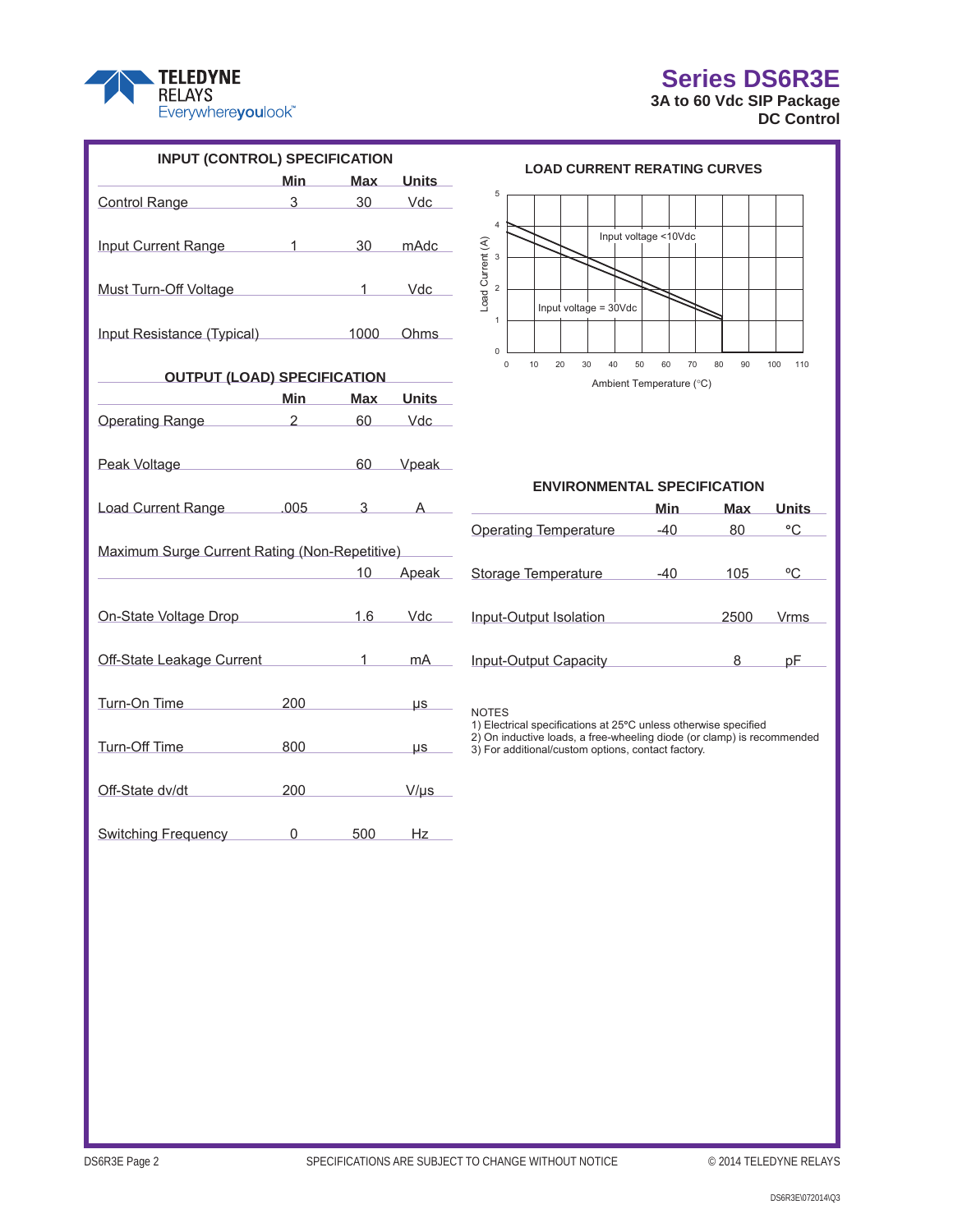## INPUT (CONTROL) SPECIFICATION

| | Min | Max | Units |
|---|---|---|---|
| Control Range | 3 | 30 | Vdc |
| Input Current Range | 1 | 30 | mAdc |
| Must Turn-Off Voltage | | 1 | Vdc |
| Input Resistance (Typical) | | 1000 | Ohms |

## OUTPUT (LOAD) SPECIFICATION

| | Min | Max | Units |
|---|---|---|---|
| Operating Range | 2 | 60 | Vdc |
| Peak Voltage | | 60 | Vpeak |
| Load Current Range | .005 | 3 | A |
| Maximum Surge Current Rating (Non-Repetitive) | | 10 | Apeak |
| On-State Voltage Drop | | 1.6 | Vdc |
| Off-State Leakage Current | | 1 | mA |
| Turn-On Time | 200 | | µs |
| Turn-Off Time | 800 | | µs |
| Off-State dv/dt | 200 | | V/µs |
| Switching Frequency | 0 | 500 | Hz |

## LOAD CURRENT RERATING CURVES

Load Current (A)
5
4
3
2
1
0
0 10 20 30 40 50 60 70 80 90 100 110
Ambient Temperature (°C)
Input voltage <10Vdc
Input voltage = 30Vdc

## ENVIRONMENTAL SPECIFICATION

| | Min | Max | Units |
|---|---|---|---|
| Operating Temperature | -40 | 80 | °C |
| Storage Temperature | -40 | 105 | ºC |
| Input-Output Isolation | | 2500 | Vrms |
| Input-Output Capacity | | 8 | pF |

NOTES
1) Electrical specifications at 25°C unless otherwise specified
2) On inductive loads, a free-wheeling diode (or clamp) is recommended
3) For additional/custom options, contact factory.